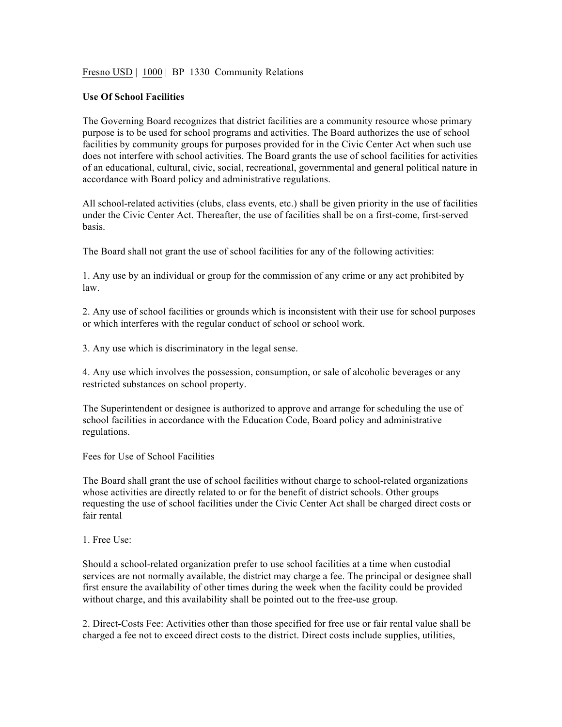Fresno USD | 1000 | BP 1330 Community Relations

**Use Of School Facilities**

The Governing Board recognizes that district facilities are a community resource whose primary purpose is to be used for school programs and activities. The Board authorizes the use of school facilities by community groups for purposes provided for in the Civic Center Act when such use does not interfere with school activities. The Board grants the use of school facilities for activities of an educational, cultural, civic, social, recreational, governmental and general political nature in accordance with Board policy and administrative regulations.

All school-related activities (clubs, class events, etc.) shall be given priority in the use of facilities under the Civic Center Act. Thereafter, the use of facilities shall be on a first-come, first-served basis.

The Board shall not grant the use of school facilities for any of the following activities:

1. Any use by an individual or group for the commission of any crime or any act prohibited by law.

2. Any use of school facilities or grounds which is inconsistent with their use for school purposes or which interferes with the regular conduct of school or school work.

3. Any use which is discriminatory in the legal sense.

4. Any use which involves the possession, consumption, or sale of alcoholic beverages or any restricted substances on school property.

The Superintendent or designee is authorized to approve and arrange for scheduling the use of school facilities in accordance with the Education Code, Board policy and administrative regulations.

Fees for Use of School Facilities

The Board shall grant the use of school facilities without charge to school-related organizations whose activities are directly related to or for the benefit of district schools. Other groups requesting the use of school facilities under the Civic Center Act shall be charged direct costs or fair rental

1. Free Use:

Should a school-related organization prefer to use school facilities at a time when custodial services are not normally available, the district may charge a fee. The principal or designee shall first ensure the availability of other times during the week when the facility could be provided without charge, and this availability shall be pointed out to the free-use group.

2. Direct-Costs Fee: Activities other than those specified for free use or fair rental value shall be charged a fee not to exceed direct costs to the district. Direct costs include supplies, utilities,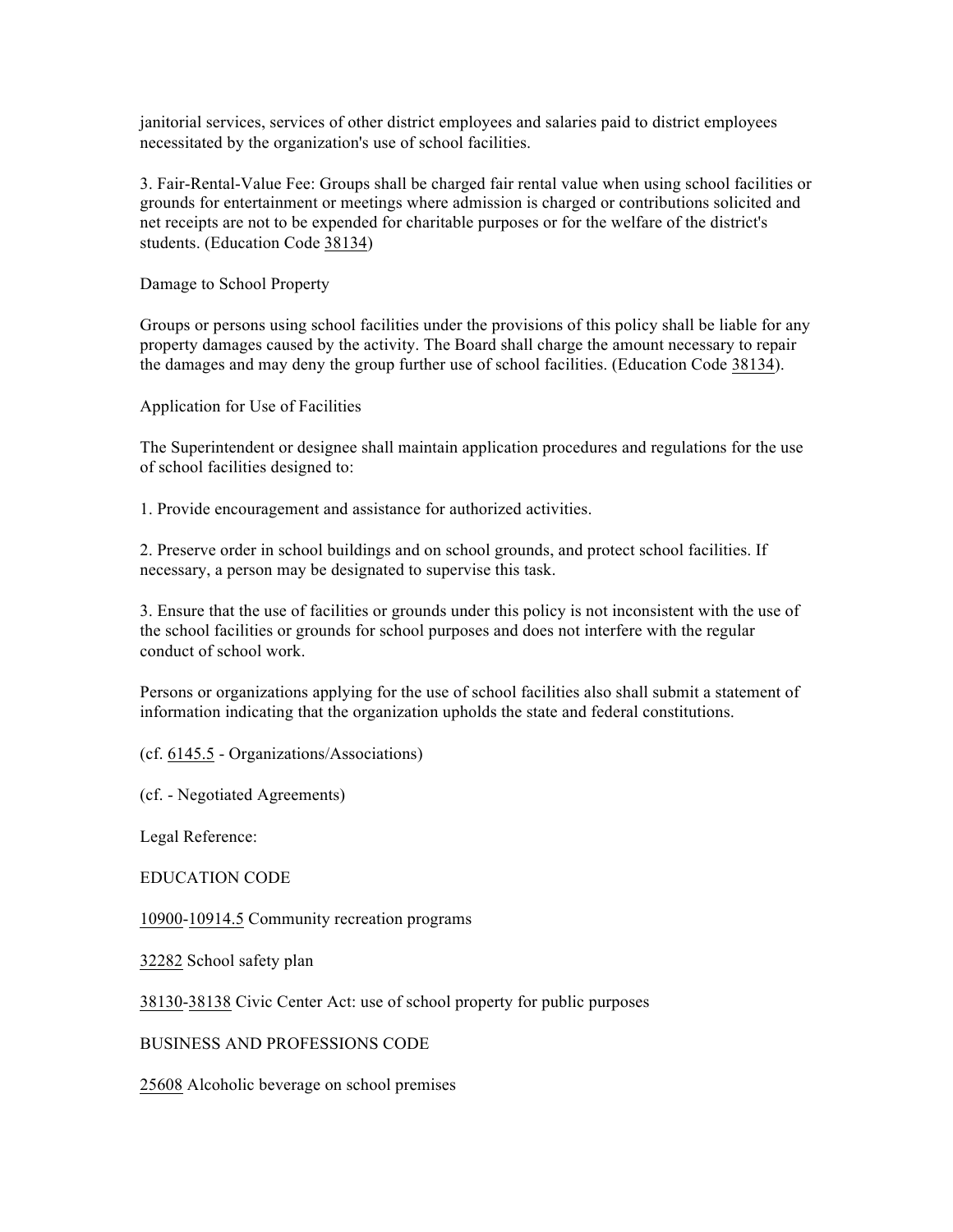janitorial services, services of other district employees and salaries paid to district employees necessitated by the organization's use of school facilities.

3. Fair-Rental-Value Fee: Groups shall be charged fair rental value when using school facilities or grounds for entertainment or meetings where admission is charged or contributions solicited and net receipts are not to be expended for charitable purposes or for the welfare of the district's students. (Education Code 38134)

Damage to School Property

Groups or persons using school facilities under the provisions of this policy shall be liable for any property damages caused by the activity. The Board shall charge the amount necessary to repair the damages and may deny the group further use of school facilities. (Education Code 38134).

Application for Use of Facilities

The Superintendent or designee shall maintain application procedures and regulations for the use of school facilities designed to:

1. Provide encouragement and assistance for authorized activities.

2. Preserve order in school buildings and on school grounds, and protect school facilities. If necessary, a person may be designated to supervise this task.

3. Ensure that the use of facilities or grounds under this policy is not inconsistent with the use of the school facilities or grounds for school purposes and does not interfere with the regular conduct of school work.

Persons or organizations applying for the use of school facilities also shall submit a statement of information indicating that the organization upholds the state and federal constitutions.

(cf. 6145.5 - Organizations/Associations)

(cf. - Negotiated Agreements)

Legal Reference:

EDUCATION CODE

10900-10914.5 Community recreation programs

32282 School safety plan

38130-38138 Civic Center Act: use of school property for public purposes

BUSINESS AND PROFESSIONS CODE

25608 Alcoholic beverage on school premises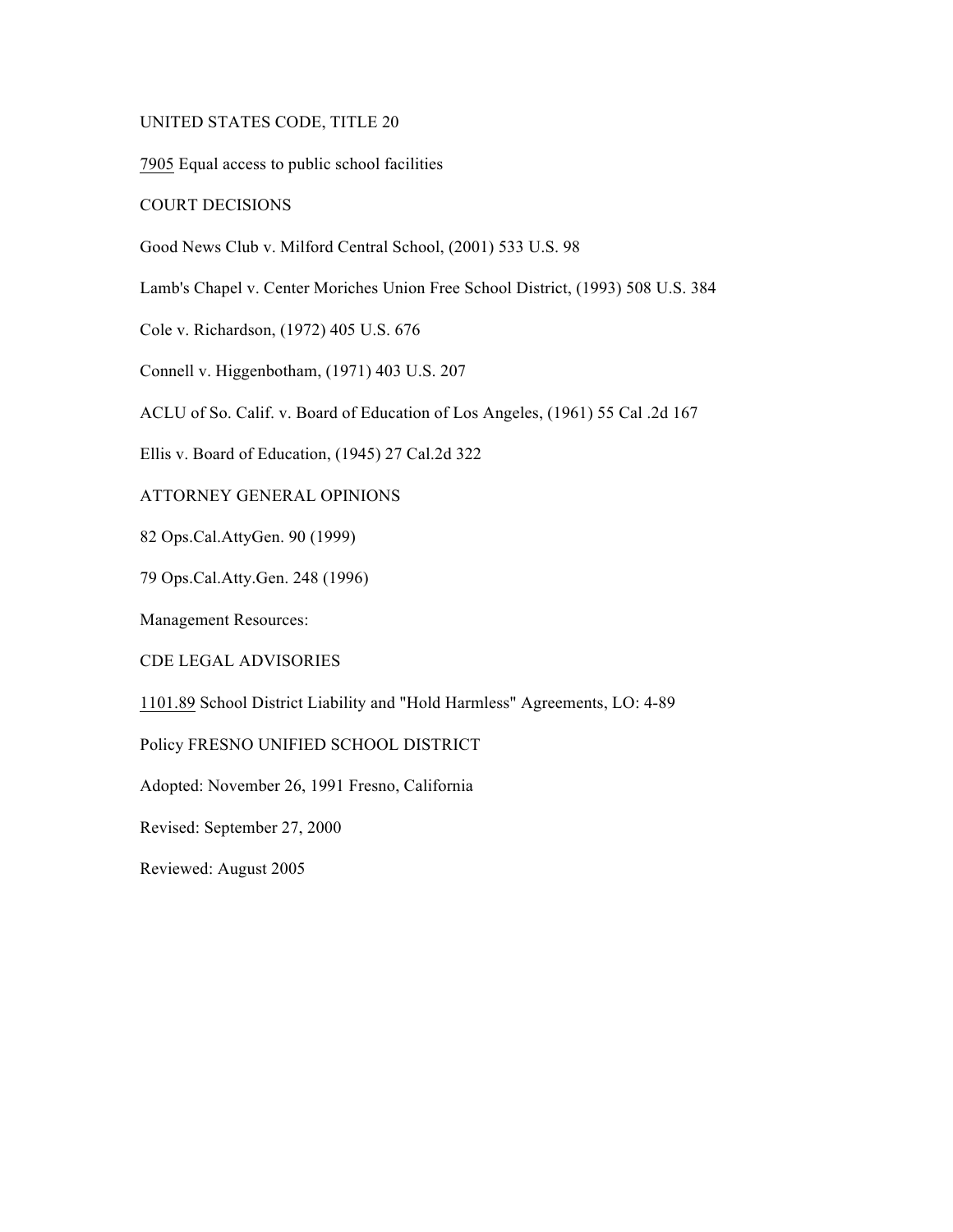UNITED STATES CODE, TITLE 20

7905 Equal access to public school facilities

COURT DECISIONS

Good News Club v. Milford Central School, (2001) 533 U.S. 98

Lamb's Chapel v. Center Moriches Union Free School District, (1993) 508 U.S. 384

Cole v. Richardson, (1972) 405 U.S. 676

Connell v. Higgenbotham, (1971) 403 U.S. 207

ACLU of So. Calif. v. Board of Education of Los Angeles, (1961) 55 Cal .2d 167

Ellis v. Board of Education, (1945) 27 Cal.2d 322

ATTORNEY GENERAL OPINIONS

82 Ops.Cal.AttyGen. 90 (1999)

79 Ops.Cal.Atty.Gen. 248 (1996)

Management Resources:

CDE LEGAL ADVISORIES

1101.89 School District Liability and "Hold Harmless" Agreements, LO: 4-89

Policy FRESNO UNIFIED SCHOOL DISTRICT

Adopted: November 26, 1991 Fresno, California

Revised: September 27, 2000

Reviewed: August 2005